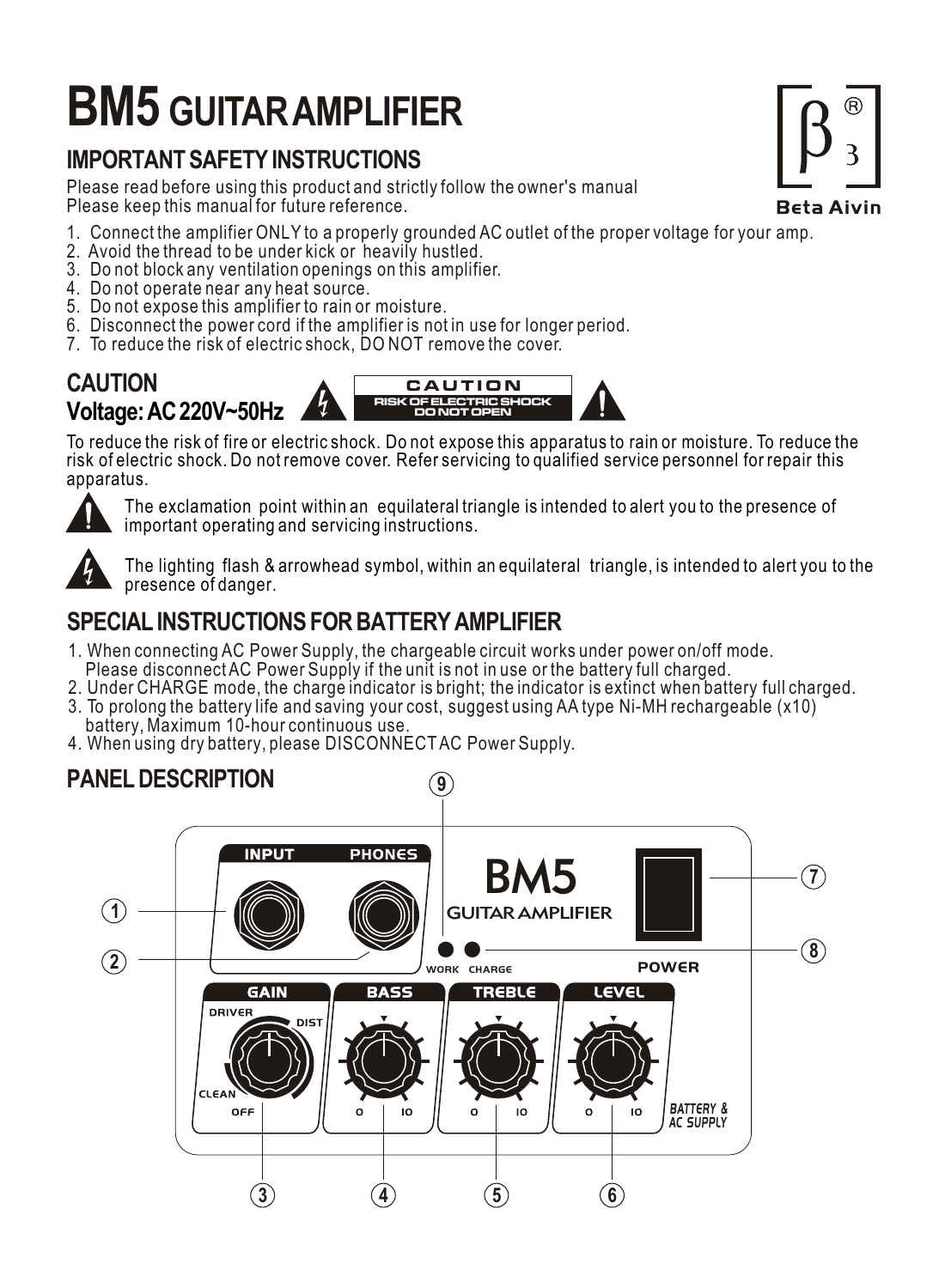# BM5 GUITAR AMPLIFIER

Beta Aivin

## IMPORTANT SAFETY INSTRUCTIONS

Please read before using this product and strictly follow the owner's manual
Please keep this manual for future reference.

1. Connect the amplifier ONLY to a properly grounded AC outlet of the proper voltage for your amp.
2. Avoid the thread to be under kick or heavily hustled.
3. Do not block any ventilation openings on this amplifier.
4. Do not operate near any heat source.
5. Do not expose this amplifier to rain or moisture.
6. Disconnect the power cord if the amplifier is not in use for longer period.
7. To reduce the risk of electric shock, DO NOT remove the cover.

## CAUTION
## Voltage: AC 220V~50Hz

CAUTION
RISK OF ELECTRIC SHOCK
DO NOT OPEN

To reduce the risk of fire or electric shock. Do not expose this apparatus to rain or moisture. To reduce the risk of electric shock. Do not remove cover. Refer servicing to qualified service personnel for repair this apparatus.

The exclamation point within an equilateral triangle is intended to alert you to the presence of important operating and servicing instructions.

The lighting flash & arrowhead symbol, within an equilateral triangle, is intended to alert you to the presence of danger.

## SPECIAL INSTRUCTIONS FOR BATTERY AMPLIFIER

1. When connecting AC Power Supply, the chargeable circuit works under power on/off mode. Please disconnect AC Power Supply if the unit is not in use or the battery full charged.
2. Under CHARGE mode, the charge indicator is bright; the indicator is extinct when battery full charged.
3. To prolong the battery life and saving your cost, suggest using AA type Ni-MH rechargeable (x10) battery, Maximum 10-hour continuous use.
4. When using dry battery, please DISCONNECT AC Power Supply.

## PANEL DESCRIPTION

INPUT, PHONES, BM5 GUITAR AMPLIFIER, WORK, CHARGE, POWER

GAIN (DRIVER, DIST, CLEAN, OFF), BASS (0–10), TREBLE (0–10), LEVEL (0–10), BATTERY & AC SUPPLY

1, 2, 3, 4, 5, 6, 7, 8, 9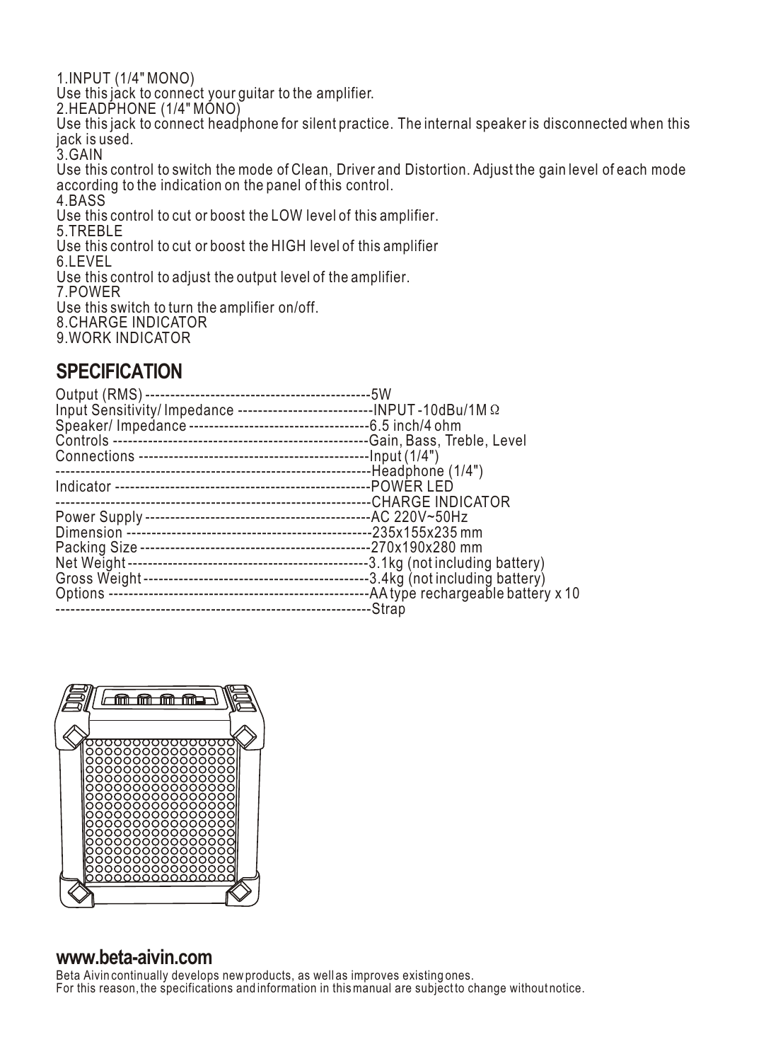1.INPUT (1/4" MONO)
Use this jack to connect your guitar to the amplifier.
2.HEADPHONE (1/4" MONO)
Use this jack to connect headphone for silent practice. The internal speaker is disconnected when this jack is used.
3.GAIN
Use this control to switch the mode of Clean, Driver and Distortion. Adjust the gain level of each mode according to the indication on the panel of this control.
4.BASS
Use this control to cut or boost the LOW level of this amplifier.
5.TREBLE
Use this control to cut or boost the HIGH level of this amplifier
6.LEVEL
Use this control to adjust the output level of the amplifier.
7.POWER
Use this switch to turn the amplifier on/off.
8.CHARGE INDICATOR
9.WORK INDICATOR

## SPECIFICATION

| | |
|---|---|
| Output (RMS) | 5W |
| Input Sensitivity/ Impedance | INPUT -10dBu/1M Ω |
| Speaker/ Impedance | 6.5 inch/4 ohm |
| Controls | Gain, Bass, Treble, Level |
| Connections | Input (1/4") |
| | Headphone (1/4") |
| Indicator | POWER LED |
| | CHARGE INDICATOR |
| Power Supply | AC 220V~50Hz |
| Dimension | 235x155x235 mm |
| Packing Size | 270x190x280 mm |
| Net Weight | 3.1kg (not including battery) |
| Gross Weight | 3.4kg (not including battery) |
| Options | AA type rechargeable battery x 10 |
| | Strap |

## www.beta-aivin.com

Beta Aivin continually develops new products, as well as improves existing ones.
For this reason, the specifications and information in this manual are subject to change without notice.